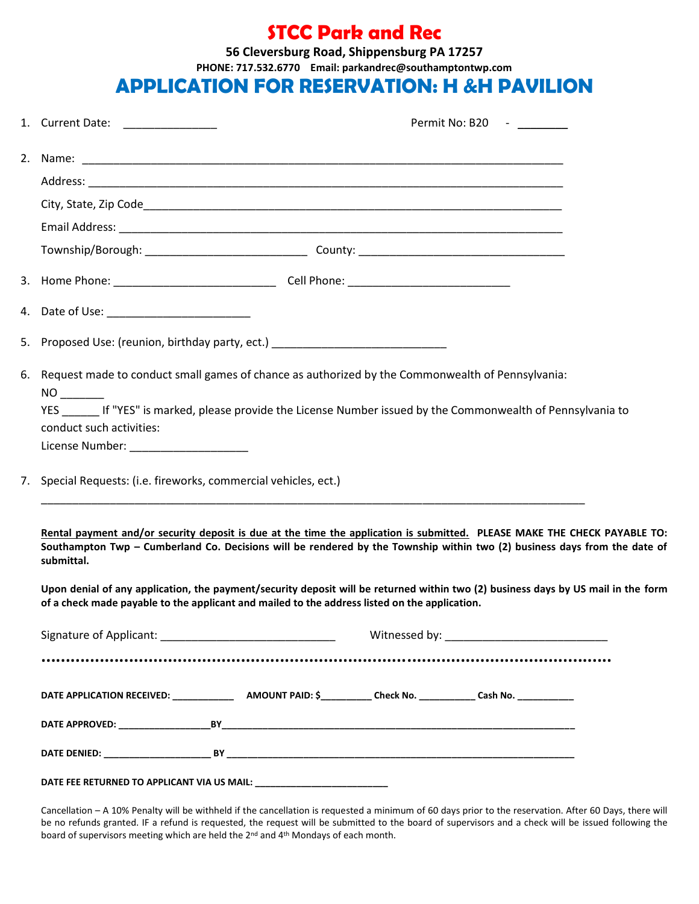# STCC Park and Rec

**56 Cleversburg Road, Shippensburg PA 17257**

**PHONE: 717.532.6770 Email: parkandrec@southamptontwp.com**

## APPLICATION FOR RESERVATION: H &H PAVILION

1. Current Date: _______________ Permit No: B20 - ________

2. Name: ___________________________________________________________________________

   Address: _________________________________________________________________________

   City, State, Zip Code______________________________________________________________

   Email Address: ____________________________________________________________________

   Township/Borough: __________________________ County: _________________________________

3. Home Phone: __________________________ Cell Phone: __________________________

4. Date of Use: _______________________

5. Proposed Use: (reunion, birthday party, ect.) ___________________________

6. Request made to conduct small games of chance as authorized by the Commonwealth of Pennsylvania:

   NO _______

   YES ______ If "YES" is marked, please provide the License Number issued by the Commonwealth of Pennsylvania to conduct such activities:

   License Number: __________________

7. Special Requests: (i.e. fireworks, commercial vehicles, ect.)

   ______________________________________________________________________________________

**<u>Rental payment and/or security deposit is due at the time the application is submitted.</u> PLEASE MAKE THE CHECK PAYABLE TO: Southampton Twp – Cumberland Co. Decisions will be rendered by the Township within two (2) business days from the date of submittal.**

**Upon denial of any application, the payment/security deposit will be returned within two (2) business days by US mail in the form of a check made payable to the applicant and mailed to the address listed on the application.**

Signature of Applicant: ____________________________ Witnessed by: __________________________

..........................................................................................................................................

**DATE APPLICATION RECEIVED: ____________ AMOUNT PAID: $__________ Check No. ___________ Cash No. ___________**

**DATE APPROVED: __________________BY__________________________________________________________________**

**DATE DENIED: ____________________ BY _________________________________________________________________**

**DATE FEE RETURNED TO APPLICANT VIA US MAIL: _________________________**

Cancellation – A 10% Penalty will be withheld if the cancellation is requested a minimum of 60 days prior to the reservation. After 60 Days, there will be no refunds granted. IF a refund is requested, the request will be submitted to the board of supervisors and a check will be issued following the board of supervisors meeting which are held the 2nd and 4th Mondays of each month.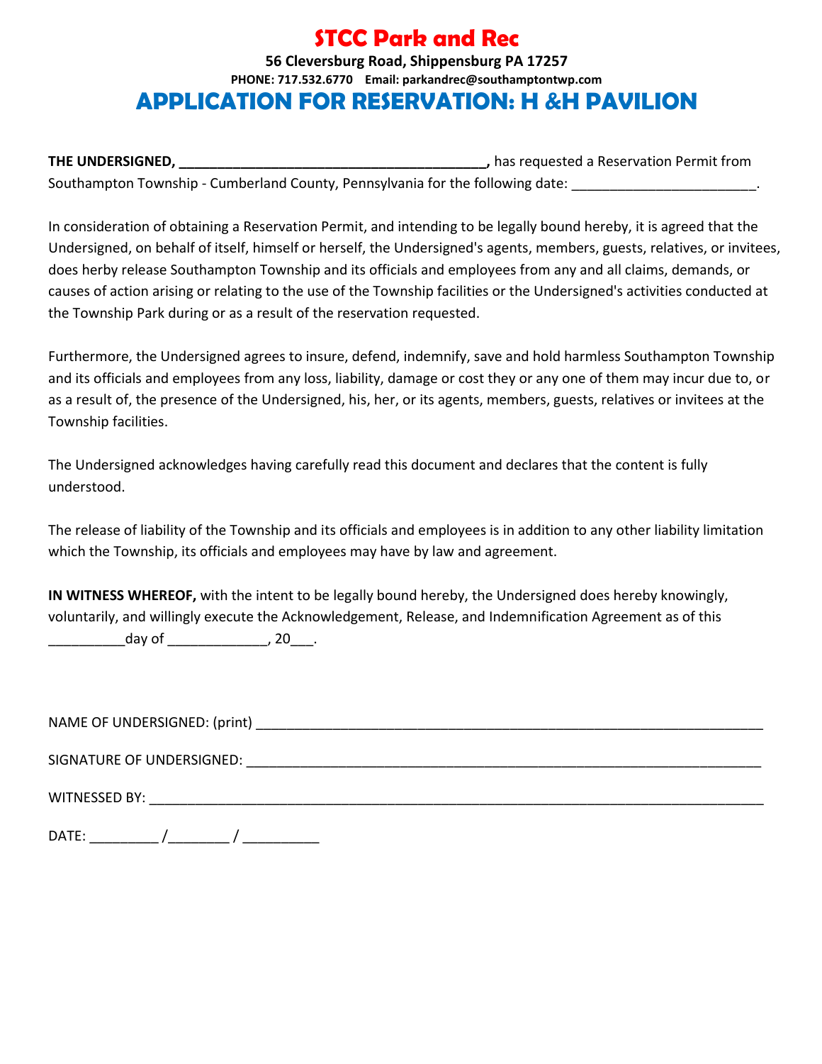# STCC Park and Rec

**56 Cleversburg Road, Shippensburg PA 17257**

**PHONE: 717.532.6770 Email: parkandrec@southamptontwp.com**

## APPLICATION FOR RESERVATION: H &H PAVILION

**THE UNDERSIGNED, _______________________________________,** has requested a Reservation Permit from Southampton Township - Cumberland County, Pennsylvania for the following date: _______________________.

In consideration of obtaining a Reservation Permit, and intending to be legally bound hereby, it is agreed that the Undersigned, on behalf of itself, himself or herself, the Undersigned's agents, members, guests, relatives, or invitees, does herby release Southampton Township and its officials and employees from any and all claims, demands, or causes of action arising or relating to the use of the Township facilities or the Undersigned's activities conducted at the Township Park during or as a result of the reservation requested.

Furthermore, the Undersigned agrees to insure, defend, indemnify, save and hold harmless Southampton Township and its officials and employees from any loss, liability, damage or cost they or any one of them may incur due to, or as a result of, the presence of the Undersigned, his, her, or its agents, members, guests, relatives or invitees at the Township facilities.

The Undersigned acknowledges having carefully read this document and declares that the content is fully understood.

The release of liability of the Township and its officials and employees is in addition to any other liability limitation which the Township, its officials and employees may have by law and agreement.

**IN WITNESS WHEREOF,** with the intent to be legally bound hereby, the Undersigned does hereby knowingly, voluntarily, and willingly execute the Acknowledgement, Release, and Indemnification Agreement as of this __________day of _____________, 20___.

NAME OF UNDERSIGNED: (print) ____________________________________________________________________

SIGNATURE OF UNDERSIGNED: ______________________________________________________________________

WITNESSED BY: ____________________________________________________________________________________

DATE: _________ /________ / __________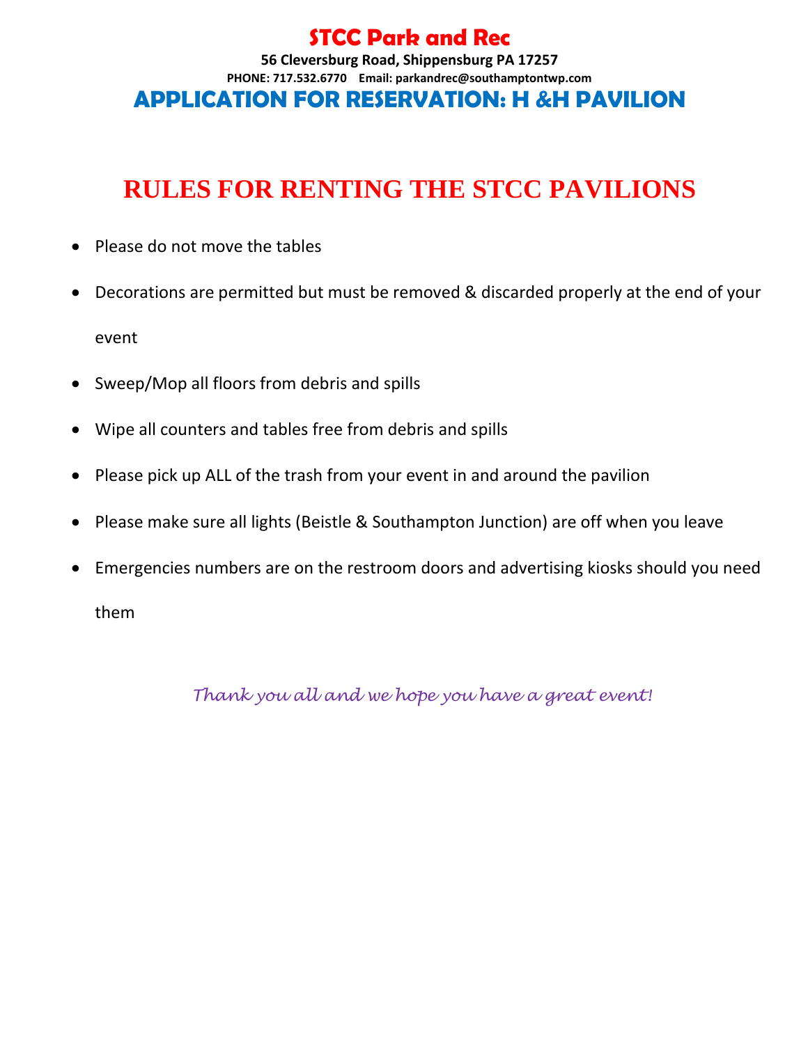# STCC Park and Rec

**56 Cleversburg Road, Shippensburg PA 17257**

**PHONE: 717.532.6770 Email: parkandrec@southamptontwp.com**

## APPLICATION FOR RESERVATION: H &H PAVILION

## RULES FOR RENTING THE STCC PAVILIONS

- Please do not move the tables
- Decorations are permitted but must be removed & discarded properly at the end of your event
- Sweep/Mop all floors from debris and spills
- Wipe all counters and tables free from debris and spills
- Please pick up ALL of the trash from your event in and around the pavilion
- Please make sure all lights (Beistle & Southampton Junction) are off when you leave
- Emergencies numbers are on the restroom doors and advertising kiosks should you need them

*Thank you all and we hope you have a great event!*